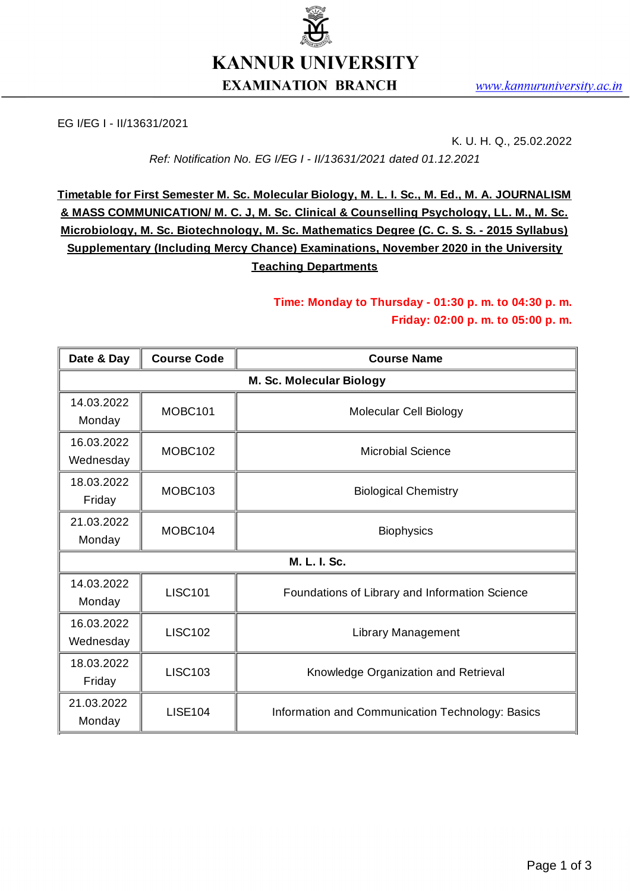# KANNUR UNIVERSITY

## EXAMINATION BRANCH

www.kannuruniversity.ac.in

EG I/EG I - II/13631/2021

K. U. H. Q., 25.02.2022

*Ref: Notification No. EG I/EG I - II/13631/2021 dated 01.12.2021*

**Timetable for First Semester M. Sc. Molecular Biology, M. L. I. Sc., M. Ed., M. A. JOURNALISM & MASS COMMUNICATION/ M. C. J, M. Sc. Clinical & Counselling Psychology, LL. M., M. Sc. Microbiology, M. Sc. Biotechnology, M. Sc. Mathematics Degree (C. C. S. S. - 2015 Syllabus) Supplementary (Including Mercy Chance) Examinations, November 2020 in the University Teaching Departments**

**Time: Monday to Thursday - 01:30 p. m. to 04:30 p. m.**
**Friday: 02:00 p. m. to 05:00 p. m.**

| Date & Day | Course Code | Course Name |
|---|---|---|
| **M. Sc. Molecular Biology** | | |
| 14.03.2022 Monday | MOBC101 | Molecular Cell Biology |
| 16.03.2022 Wednesday | MOBC102 | Microbial Science |
| 18.03.2022 Friday | MOBC103 | Biological Chemistry |
| 21.03.2022 Monday | MOBC104 | Biophysics |
| **M. L. I. Sc.** | | |
| 14.03.2022 Monday | LISC101 | Foundations of Library and Information Science |
| 16.03.2022 Wednesday | LISC102 | Library Management |
| 18.03.2022 Friday | LISC103 | Knowledge Organization and Retrieval |
| 21.03.2022 Monday | LISE104 | Information and Communication Technology: Basics |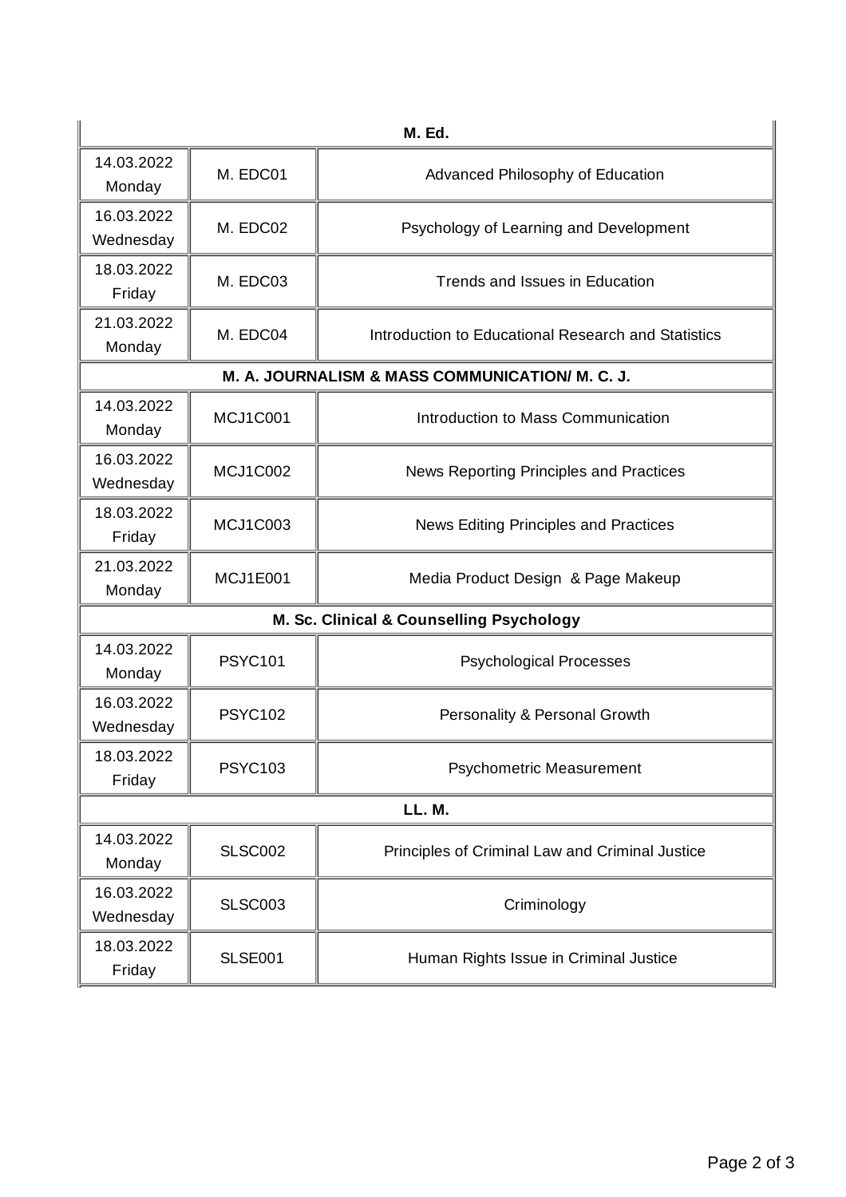| M. Ed. | | |
|---|---|---|
| 14.03.2022 Monday | M. EDC01 | Advanced Philosophy of Education |
| 16.03.2022 Wednesday | M. EDC02 | Psychology of Learning and Development |
| 18.03.2022 Friday | M. EDC03 | Trends and Issues in Education |
| 21.03.2022 Monday | M. EDC04 | Introduction to Educational Research and Statistics |
| **M. A. JOURNALISM & MASS COMMUNICATION/ M. C. J.** | | |
| 14.03.2022 Monday | MCJ1C001 | Introduction to Mass Communication |
| 16.03.2022 Wednesday | MCJ1C002 | News Reporting Principles and Practices |
| 18.03.2022 Friday | MCJ1C003 | News Editing Principles and Practices |
| 21.03.2022 Monday | MCJ1E001 | Media Product Design & Page Makeup |
| **M. Sc. Clinical & Counselling Psychology** | | |
| 14.03.2022 Monday | PSYC101 | Psychological Processes |
| 16.03.2022 Wednesday | PSYC102 | Personality & Personal Growth |
| 18.03.2022 Friday | PSYC103 | Psychometric Measurement |
| **LL. M.** | | |
| 14.03.2022 Monday | SLSC002 | Principles of Criminal Law and Criminal Justice |
| 16.03.2022 Wednesday | SLSC003 | Criminology |
| 18.03.2022 Friday | SLSE001 | Human Rights Issue in Criminal Justice |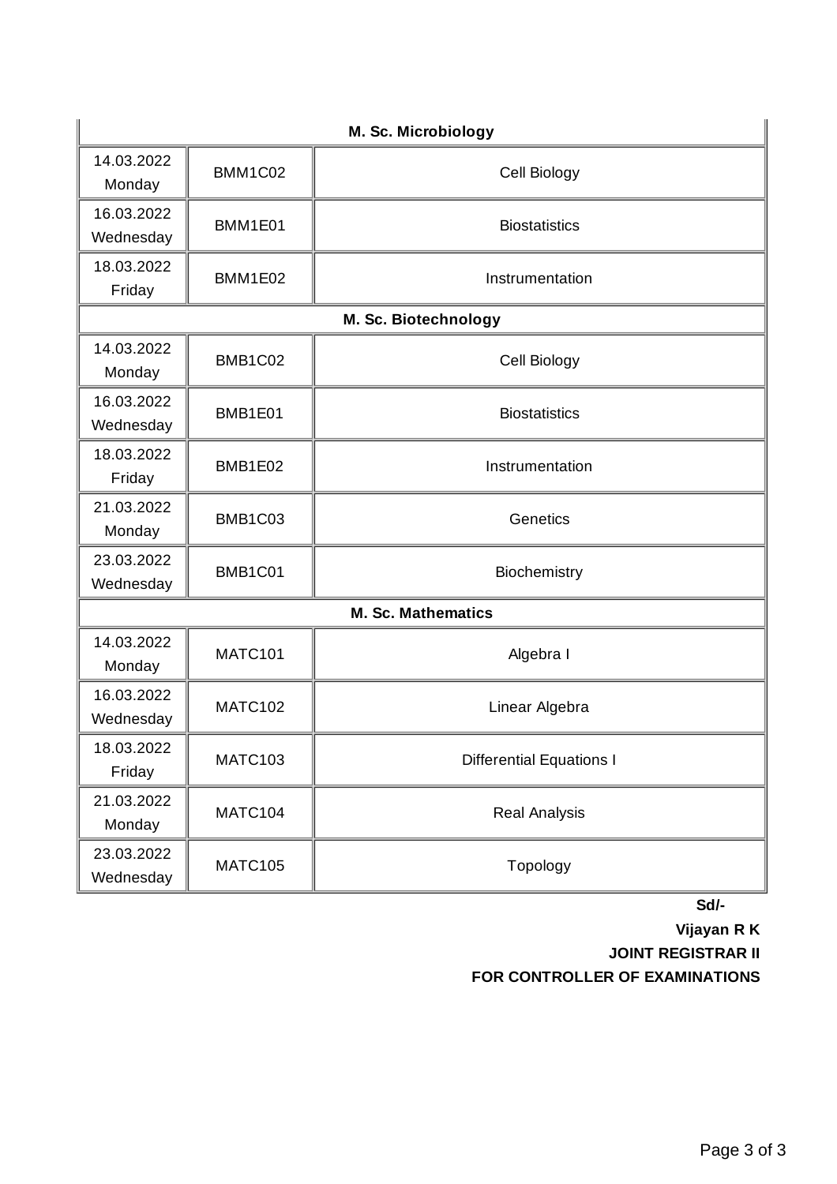| | | |
|---|---|---|
| **M. Sc. Microbiology** | | |
| 14.03.2022 Monday | BMM1C02 | Cell Biology |
| 16.03.2022 Wednesday | BMM1E01 | Biostatistics |
| 18.03.2022 Friday | BMM1E02 | Instrumentation |
| **M. Sc. Biotechnology** | | |
| 14.03.2022 Monday | BMB1C02 | Cell Biology |
| 16.03.2022 Wednesday | BMB1E01 | Biostatistics |
| 18.03.2022 Friday | BMB1E02 | Instrumentation |
| 21.03.2022 Monday | BMB1C03 | Genetics |
| 23.03.2022 Wednesday | BMB1C01 | Biochemistry |
| **M. Sc. Mathematics** | | |
| 14.03.2022 Monday | MATC101 | Algebra I |
| 16.03.2022 Wednesday | MATC102 | Linear Algebra |
| 18.03.2022 Friday | MATC103 | Differential Equations I |
| 21.03.2022 Monday | MATC104 | Real Analysis |
| 23.03.2022 Wednesday | MATC105 | Topology |

**Sd/-**

**Vijayan R K**

**JOINT REGISTRAR II**

**FOR CONTROLLER OF EXAMINATIONS**